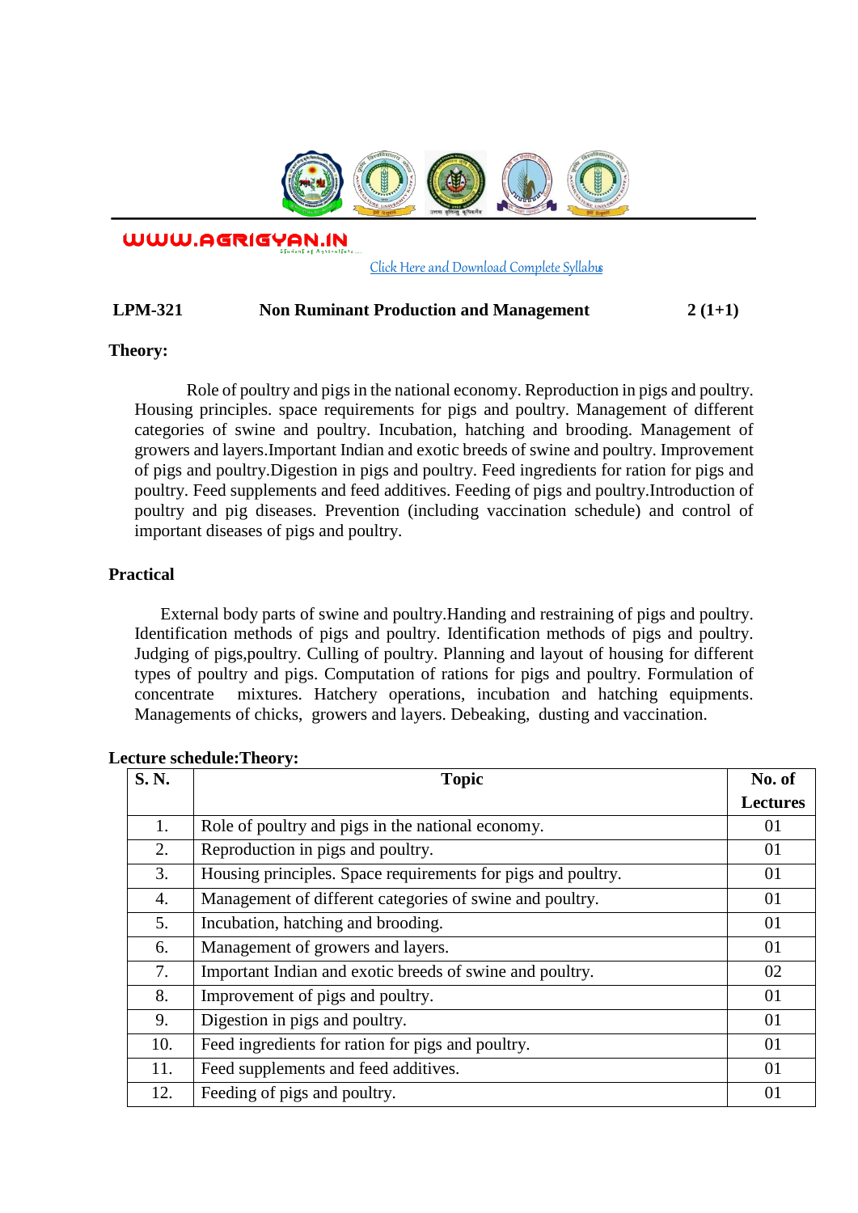WWW.AGRIGYAN.IN

Click Here and Download Complete Syllabus

**LPM-321 Non Ruminant Production and Management 2 (1+1)**

**Theory:**

Role of poultry and pigs in the national economy. Reproduction in pigs and poultry. Housing principles. space requirements for pigs and poultry. Management of different categories of swine and poultry. Incubation, hatching and brooding. Management of growers and layers.Important Indian and exotic breeds of swine and poultry. Improvement of pigs and poultry.Digestion in pigs and poultry. Feed ingredients for ration for pigs and poultry. Feed supplements and feed additives. Feeding of pigs and poultry.Introduction of poultry and pig diseases. Prevention (including vaccination schedule) and control of important diseases of pigs and poultry.

**Practical**

External body parts of swine and poultry.Handing and restraining of pigs and poultry. Identification methods of pigs and poultry. Identification methods of pigs and poultry. Judging of pigs,poultry. Culling of poultry. Planning and layout of housing for different types of poultry and pigs. Computation of rations for pigs and poultry. Formulation of concentrate mixtures. Hatchery operations, incubation and hatching equipments. Managements of chicks, growers and layers. Debeaking, dusting and vaccination.

**Lecture schedule:Theory:**

| S. N. | Topic | No. of Lectures |
|---|---|---|
| 1. | Role of poultry and pigs in the national economy. | 01 |
| 2. | Reproduction in pigs and poultry. | 01 |
| 3. | Housing principles. Space requirements for pigs and poultry. | 01 |
| 4. | Management of different categories of swine and poultry. | 01 |
| 5. | Incubation, hatching and brooding. | 01 |
| 6. | Management of growers and layers. | 01 |
| 7. | Important Indian and exotic breeds of swine and poultry. | 02 |
| 8. | Improvement of pigs and poultry. | 01 |
| 9. | Digestion in pigs and poultry. | 01 |
| 10. | Feed ingredients for ration for pigs and poultry. | 01 |
| 11. | Feed supplements and feed additives. | 01 |
| 12. | Feeding of pigs and poultry. | 01 |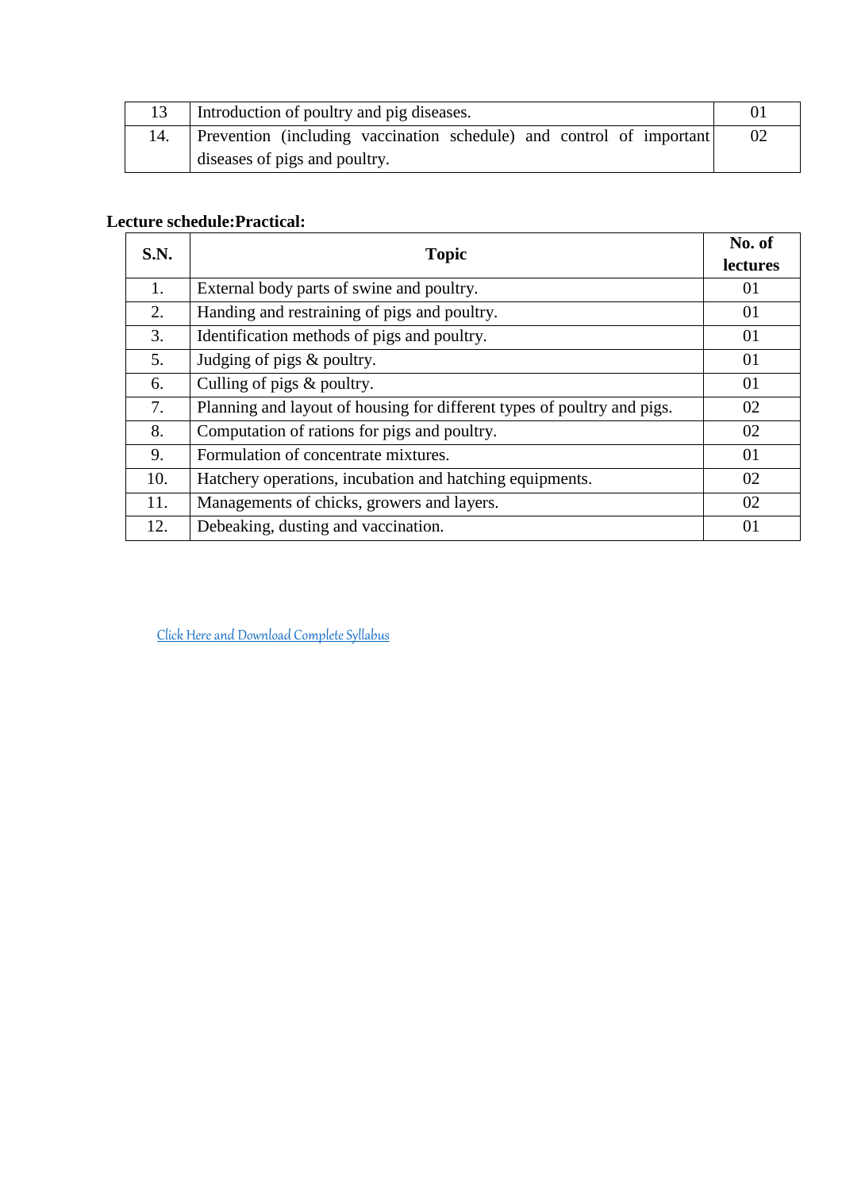| | | |
|---|---|---|
| 13 | Introduction of poultry and pig diseases. | 01 |
| 14. | Prevention (including vaccination schedule) and control of important diseases of pigs and poultry. | 02 |

**Lecture schedule:Practical:**

| S.N. | Topic | No. of lectures |
|---|---|---|
| 1. | External body parts of swine and poultry. | 01 |
| 2. | Handing and restraining of pigs and poultry. | 01 |
| 3. | Identification methods of pigs and poultry. | 01 |
| 5. | Judging of pigs & poultry. | 01 |
| 6. | Culling of pigs & poultry. | 01 |
| 7. | Planning and layout of housing for different types of poultry and pigs. | 02 |
| 8. | Computation of rations for pigs and poultry. | 02 |
| 9. | Formulation of concentrate mixtures. | 01 |
| 10. | Hatchery operations, incubation and hatching equipments. | 02 |
| 11. | Managements of chicks, growers and layers. | 02 |
| 12. | Debeaking, dusting and vaccination. | 01 |

Click Here and Download Complete Syllabus